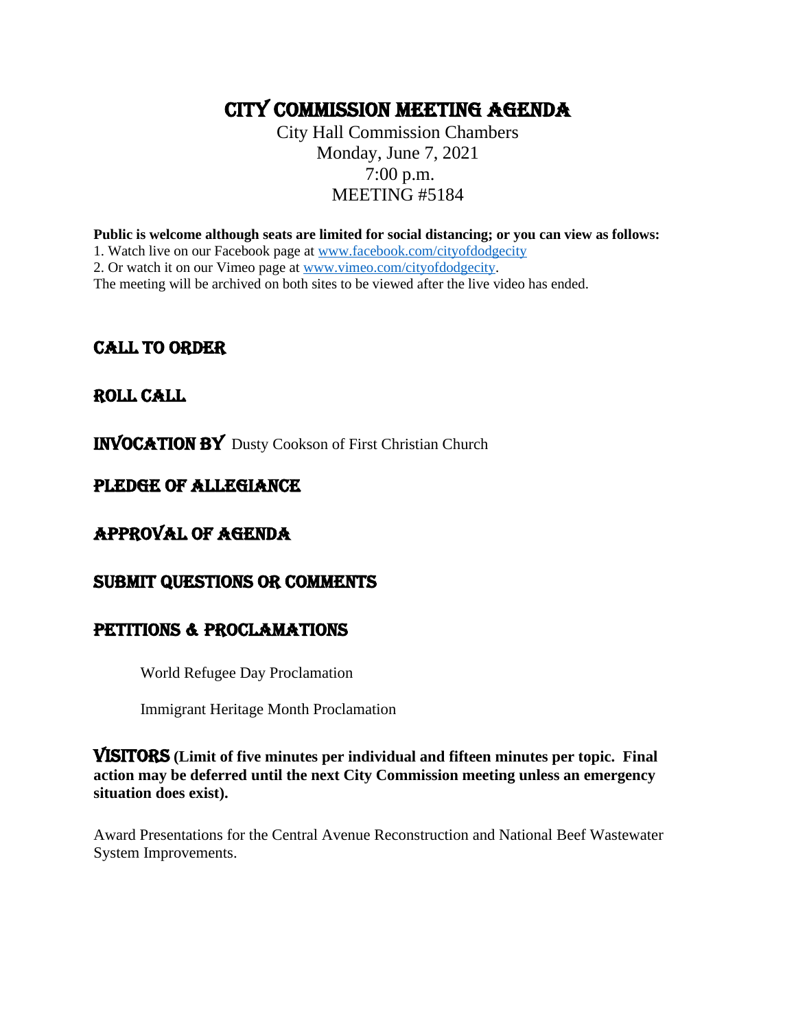# CITY COMMISSION MEETING AGENDA

City Hall Commission Chambers
Monday, June 7, 2021
7:00 p.m.
MEETING #5184

**Public is welcome although seats are limited for social distancing; or you can view as follows:**

1. Watch live on our Facebook page at www.facebook.com/cityofdodgecity
2. Or watch it on our Vimeo page at www.vimeo.com/cityofdodgecity.

The meeting will be archived on both sites to be viewed after the live video has ended.

## CALL TO ORDER

## ROLL CALL

## INVOCATION BY Dusty Cookson of First Christian Church

## PLEDGE OF ALLEGIANCE

## APPROVAL OF AGENDA

## SUBMIT QUESTIONS OR COMMENTS

## PETITIONS & PROCLAMATIONS

World Refugee Day Proclamation

Immigrant Heritage Month Proclamation

## VISITORS **(Limit of five minutes per individual and fifteen minutes per topic. Final action may be deferred until the next City Commission meeting unless an emergency situation does exist).**

Award Presentations for the Central Avenue Reconstruction and National Beef Wastewater System Improvements.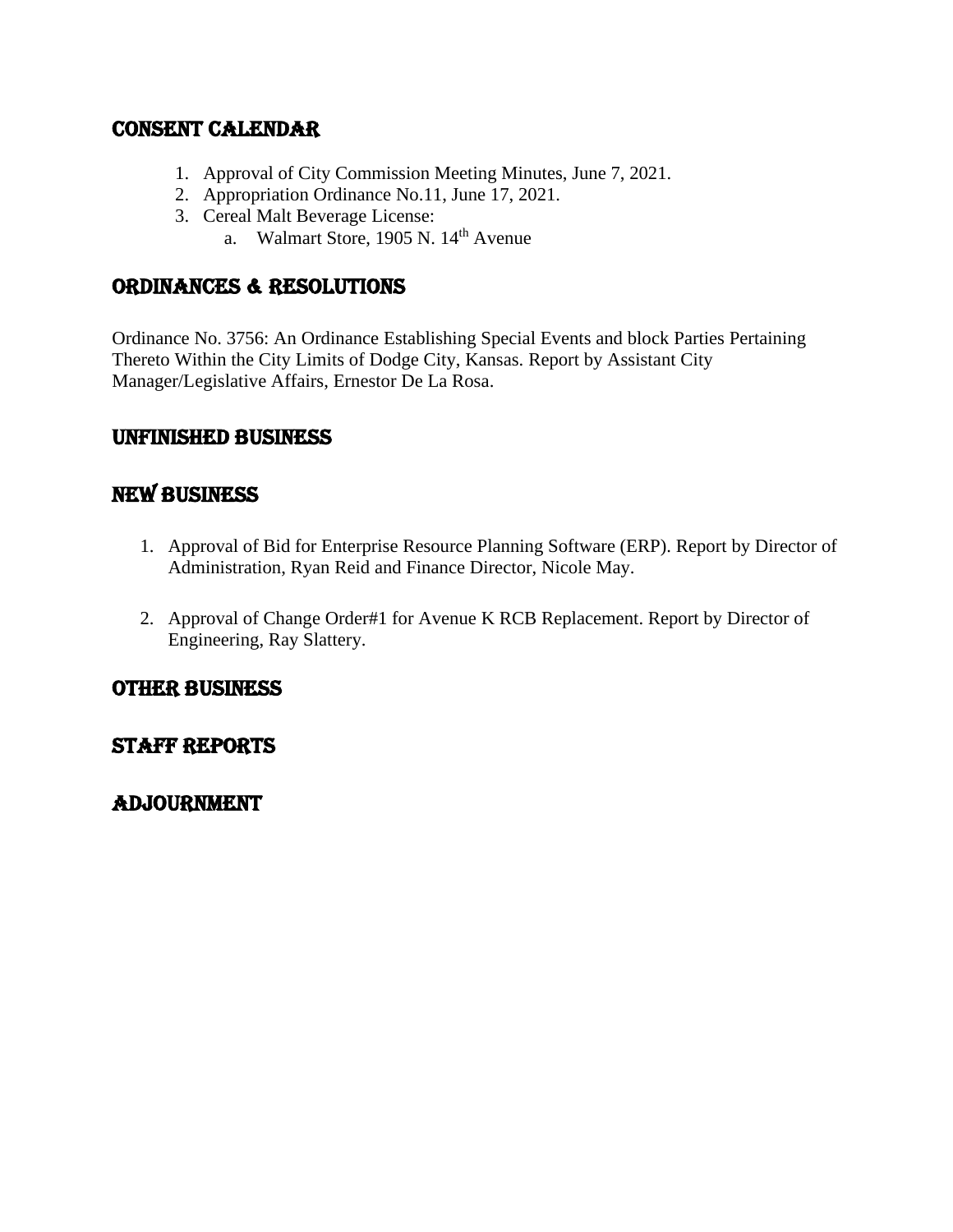## CONSENT CALENDAR

1. Approval of City Commission Meeting Minutes, June 7, 2021.
2. Appropriation Ordinance No.11, June 17, 2021.
3. Cereal Malt Beverage License:
   a. Walmart Store, 1905 N. 14th Avenue

## ORDINANCES & RESOLUTIONS

Ordinance No. 3756: An Ordinance Establishing Special Events and block Parties Pertaining Thereto Within the City Limits of Dodge City, Kansas. Report by Assistant City Manager/Legislative Affairs, Ernestor De La Rosa.

## UNFINISHED BUSINESS

## NEW BUSINESS

1. Approval of Bid for Enterprise Resource Planning Software (ERP). Report by Director of Administration, Ryan Reid and Finance Director, Nicole May.

2. Approval of Change Order#1 for Avenue K RCB Replacement. Report by Director of Engineering, Ray Slattery.

## OTHER BUSINESS

## STAFF REPORTS

## ADJOURNMENT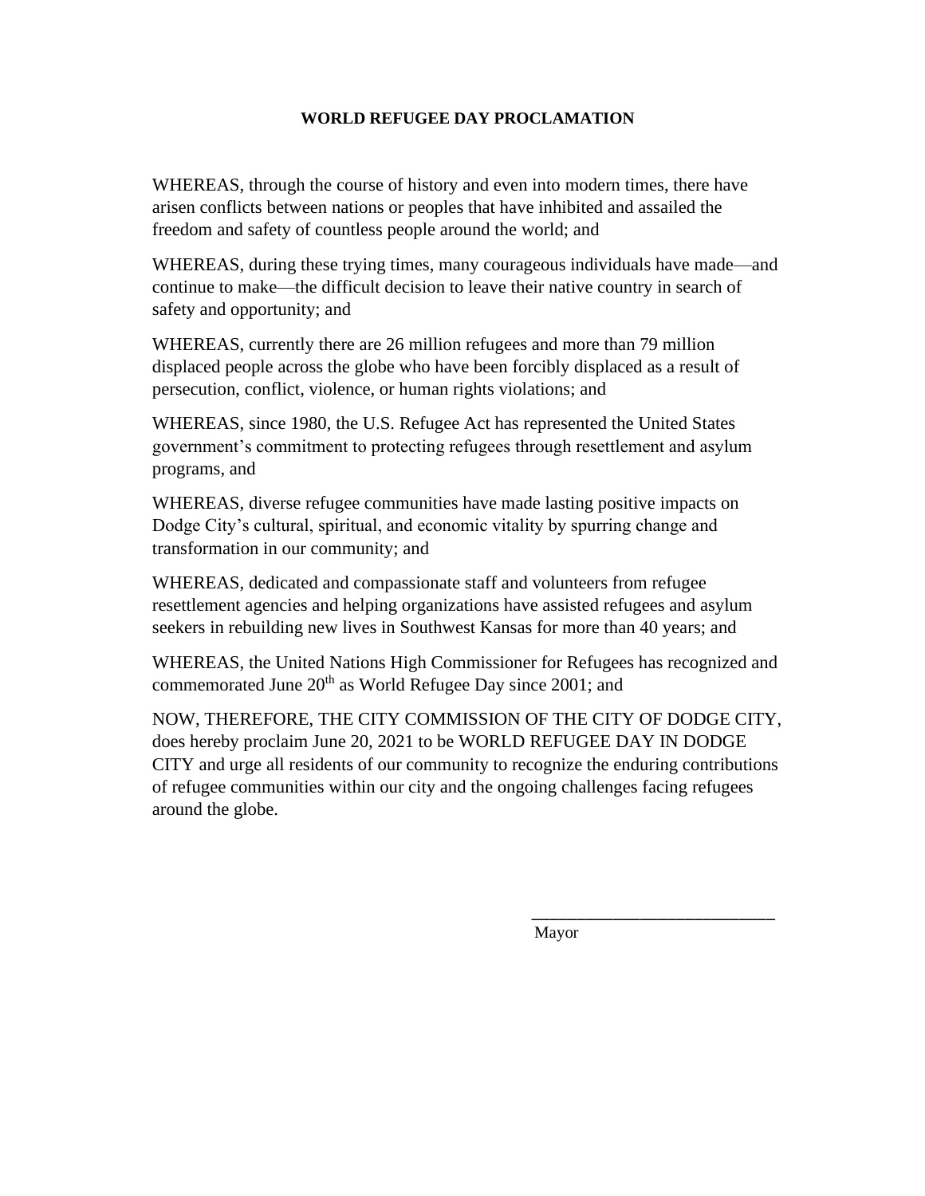**WORLD REFUGEE DAY PROCLAMATION**

WHEREAS, through the course of history and even into modern times, there have arisen conflicts between nations or peoples that have inhibited and assailed the freedom and safety of countless people around the world; and

WHEREAS, during these trying times, many courageous individuals have made—and continue to make—the difficult decision to leave their native country in search of safety and opportunity; and

WHEREAS, currently there are 26 million refugees and more than 79 million displaced people across the globe who have been forcibly displaced as a result of persecution, conflict, violence, or human rights violations; and

WHEREAS, since 1980, the U.S. Refugee Act has represented the United States government's commitment to protecting refugees through resettlement and asylum programs, and

WHEREAS, diverse refugee communities have made lasting positive impacts on Dodge City's cultural, spiritual, and economic vitality by spurring change and transformation in our community; and

WHEREAS, dedicated and compassionate staff and volunteers from refugee resettlement agencies and helping organizations have assisted refugees and asylum seekers in rebuilding new lives in Southwest Kansas for more than 40 years; and

WHEREAS, the United Nations High Commissioner for Refugees has recognized and commemorated June 20th as World Refugee Day since 2001; and

NOW, THEREFORE, THE CITY COMMISSION OF THE CITY OF DODGE CITY, does hereby proclaim June 20, 2021 to be WORLD REFUGEE DAY IN DODGE CITY and urge all residents of our community to recognize the enduring contributions of refugee communities within our city and the ongoing challenges facing refugees around the globe.

\_\_\_\_\_\_\_\_\_\_\_\_\_\_\_\_\_\_\_\_\_\_\_\_\_\_\_\_

Mayor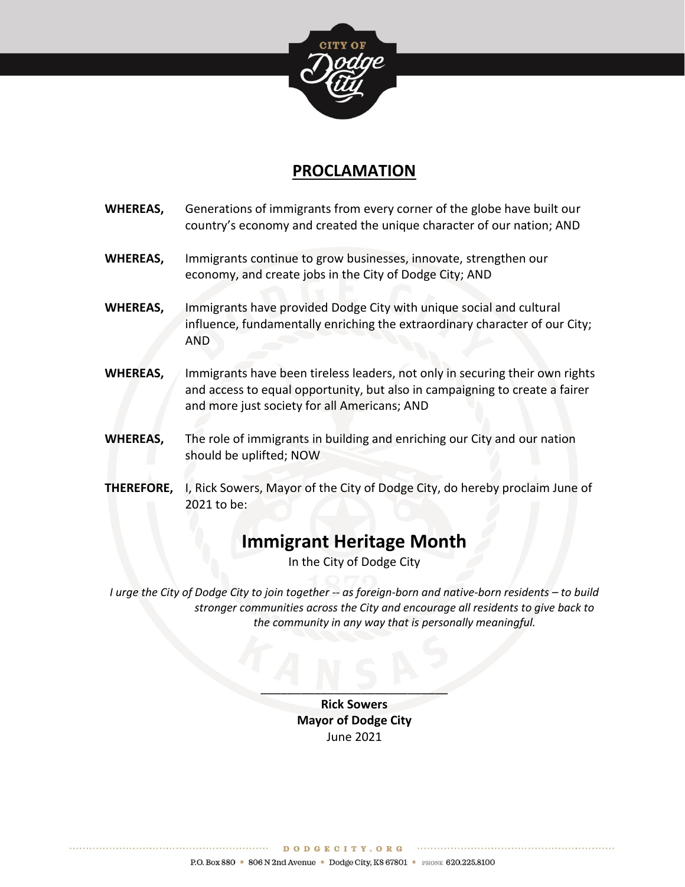## PROCLAMATION

**WHEREAS,** Generations of immigrants from every corner of the globe have built our country's economy and created the unique character of our nation; AND

**WHEREAS,** Immigrants continue to grow businesses, innovate, strengthen our economy, and create jobs in the City of Dodge City; AND

**WHEREAS,** Immigrants have provided Dodge City with unique social and cultural influence, fundamentally enriching the extraordinary character of our City; AND

**WHEREAS,** Immigrants have been tireless leaders, not only in securing their own rights and access to equal opportunity, but also in campaigning to create a fairer and more just society for all Americans; AND

**WHEREAS,** The role of immigrants in building and enriching our City and our nation should be uplifted; NOW

**THEREFORE,** I, Rick Sowers, Mayor of the City of Dodge City, do hereby proclaim June of 2021 to be:

# Immigrant Heritage Month

In the City of Dodge City

*I urge the City of Dodge City to join together -- as foreign-born and native-born residents – to build stronger communities across the City and encourage all residents to give back to the community in any way that is personally meaningful.*

\_\_\_\_\_\_\_\_\_\_\_\_\_\_\_\_\_\_\_\_\_\_\_\_\_\_\_\_

**Rick Sowers**
**Mayor of Dodge City**
June 2021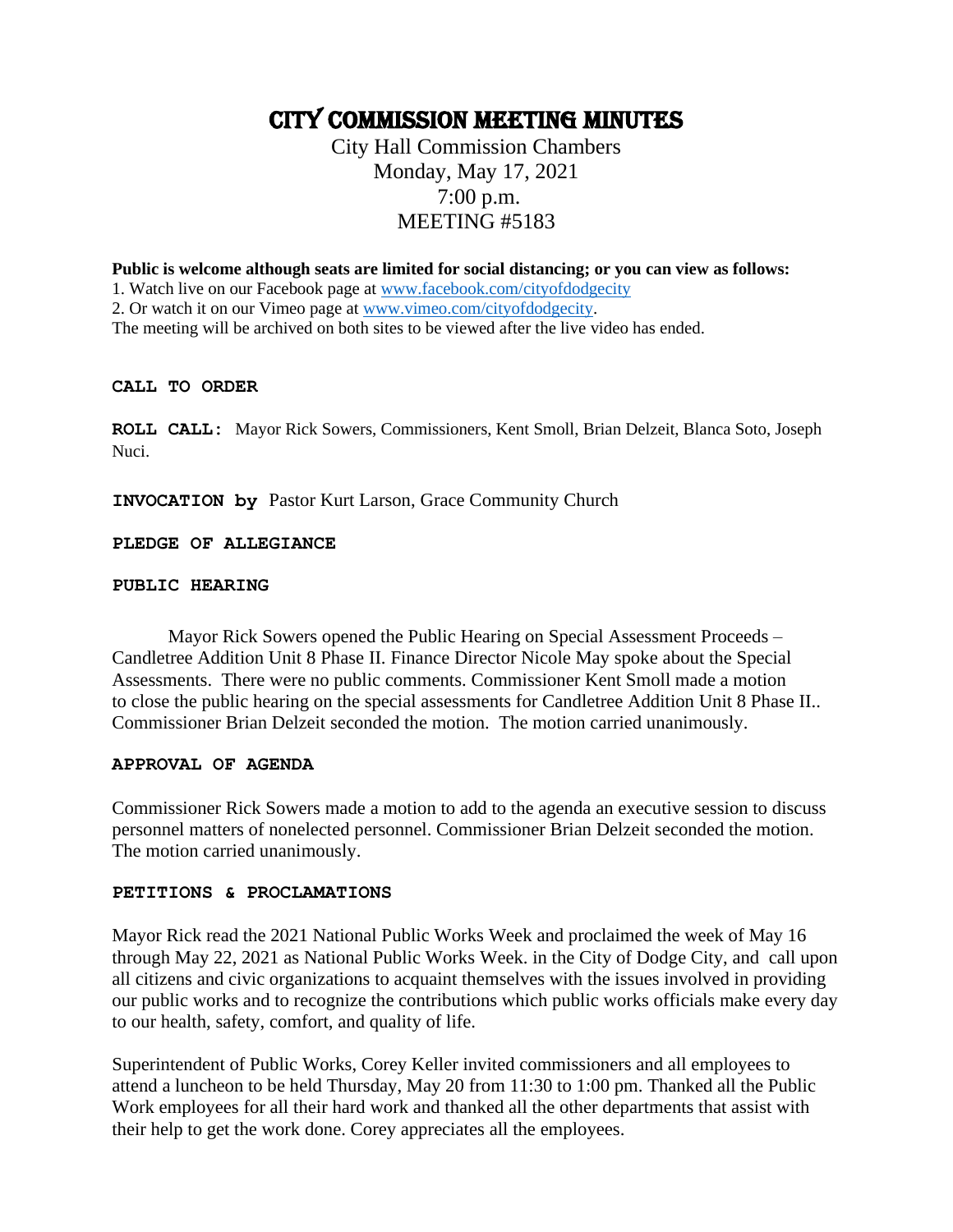# CITY COMMISSION MEETING MINUTES

City Hall Commission Chambers
Monday, May 17, 2021
7:00 p.m.
MEETING #5183

**Public is welcome although seats are limited for social distancing; or you can view as follows:**

1. Watch live on our Facebook page at www.facebook.com/cityofdodgecity
2. Or watch it on our Vimeo page at www.vimeo.com/cityofdodgecity.

The meeting will be archived on both sites to be viewed after the live video has ended.

**CALL TO ORDER**

**ROLL CALL:** Mayor Rick Sowers, Commissioners, Kent Smoll, Brian Delzeit, Blanca Soto, Joseph Nuci.

**INVOCATION by** Pastor Kurt Larson, Grace Community Church

**PLEDGE OF ALLEGIANCE**

**PUBLIC HEARING**

Mayor Rick Sowers opened the Public Hearing on Special Assessment Proceeds – Candletree Addition Unit 8 Phase II. Finance Director Nicole May spoke about the Special Assessments. There were no public comments. Commissioner Kent Smoll made a motion to close the public hearing on the special assessments for Candletree Addition Unit 8 Phase II.. Commissioner Brian Delzeit seconded the motion. The motion carried unanimously.

**APPROVAL OF AGENDA**

Commissioner Rick Sowers made a motion to add to the agenda an executive session to discuss personnel matters of nonelected personnel. Commissioner Brian Delzeit seconded the motion. The motion carried unanimously.

**PETITIONS & PROCLAMATIONS**

Mayor Rick read the 2021 National Public Works Week and proclaimed the week of May 16 through May 22, 2021 as National Public Works Week. in the City of Dodge City, and call upon all citizens and civic organizations to acquaint themselves with the issues involved in providing our public works and to recognize the contributions which public works officials make every day to our health, safety, comfort, and quality of life.

Superintendent of Public Works, Corey Keller invited commissioners and all employees to attend a luncheon to be held Thursday, May 20 from 11:30 to 1:00 pm. Thanked all the Public Work employees for all their hard work and thanked all the other departments that assist with their help to get the work done. Corey appreciates all the employees.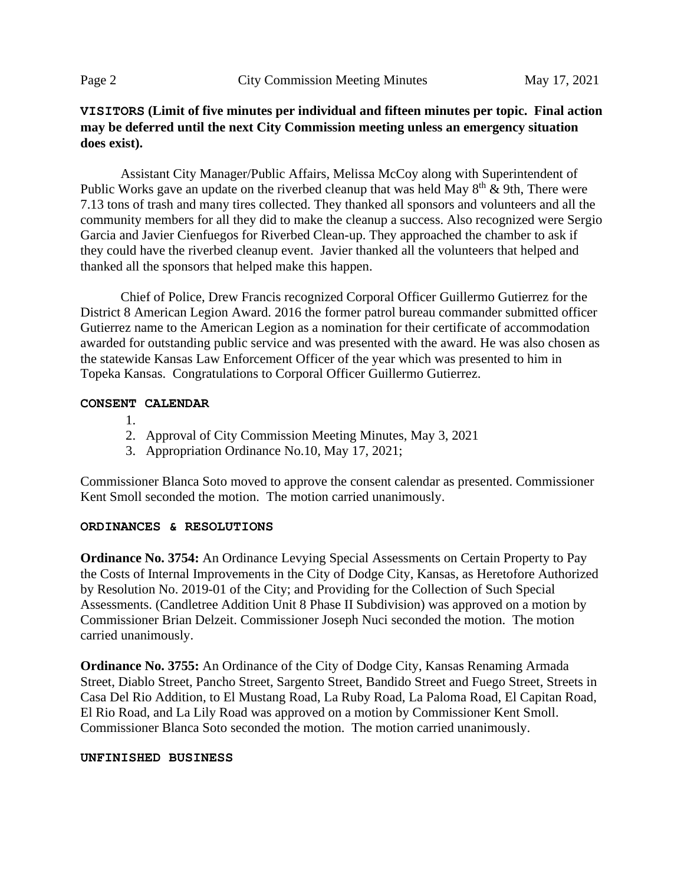**VISITORS (Limit of five minutes per individual and fifteen minutes per topic. Final action may be deferred until the next City Commission meeting unless an emergency situation does exist).**

Assistant City Manager/Public Affairs, Melissa McCoy along with Superintendent of Public Works gave an update on the riverbed cleanup that was held May $8^{th}$ & 9th, There were 7.13 tons of trash and many tires collected. They thanked all sponsors and volunteers and all the community members for all they did to make the cleanup a success. Also recognized were Sergio Garcia and Javier Cienfuegos for Riverbed Clean-up. They approached the chamber to ask if they could have the riverbed cleanup event. Javier thanked all the volunteers that helped and thanked all the sponsors that helped make this happen.

Chief of Police, Drew Francis recognized Corporal Officer Guillermo Gutierrez for the District 8 American Legion Award. 2016 the former patrol bureau commander submitted officer Gutierrez name to the American Legion as a nomination for their certificate of accommodation awarded for outstanding public service and was presented with the award. He was also chosen as the statewide Kansas Law Enforcement Officer of the year which was presented to him in Topeka Kansas. Congratulations to Corporal Officer Guillermo Gutierrez.

**CONSENT CALENDAR**

1.
2. Approval of City Commission Meeting Minutes, May 3, 2021
3. Appropriation Ordinance No.10, May 17, 2021;

Commissioner Blanca Soto moved to approve the consent calendar as presented. Commissioner Kent Smoll seconded the motion. The motion carried unanimously.

**ORDINANCES & RESOLUTIONS**

**Ordinance No. 3754:** An Ordinance Levying Special Assessments on Certain Property to Pay the Costs of Internal Improvements in the City of Dodge City, Kansas, as Heretofore Authorized by Resolution No. 2019-01 of the City; and Providing for the Collection of Such Special Assessments. (Candletree Addition Unit 8 Phase II Subdivision) was approved on a motion by Commissioner Brian Delzeit. Commissioner Joseph Nuci seconded the motion. The motion carried unanimously.

**Ordinance No. 3755:** An Ordinance of the City of Dodge City, Kansas Renaming Armada Street, Diablo Street, Pancho Street, Sargento Street, Bandido Street and Fuego Street, Streets in Casa Del Rio Addition, to El Mustang Road, La Ruby Road, La Paloma Road, El Capitan Road, El Rio Road, and La Lily Road was approved on a motion by Commissioner Kent Smoll. Commissioner Blanca Soto seconded the motion. The motion carried unanimously.

**UNFINISHED BUSINESS**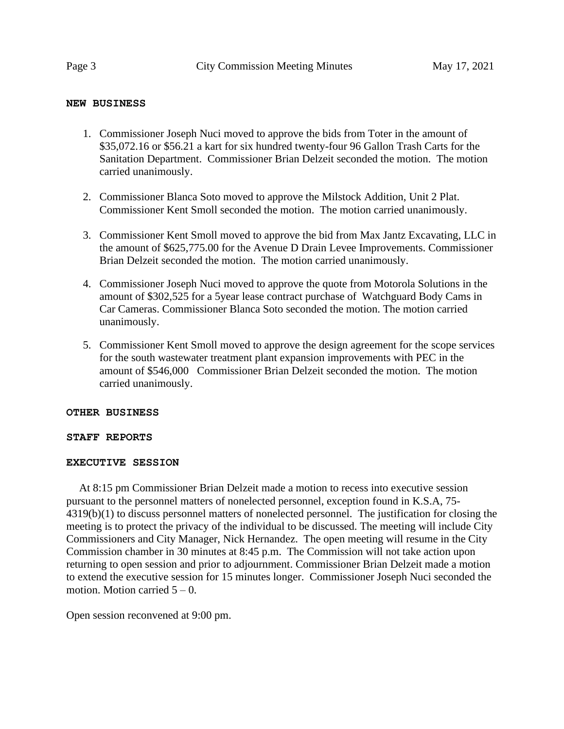## NEW BUSINESS

1. Commissioner Joseph Nuci moved to approve the bids from Toter in the amount of $35,072.16 or $56.21 a kart for six hundred twenty-four 96 Gallon Trash Carts for the Sanitation Department. Commissioner Brian Delzeit seconded the motion. The motion carried unanimously.

2. Commissioner Blanca Soto moved to approve the Milstock Addition, Unit 2 Plat. Commissioner Kent Smoll seconded the motion. The motion carried unanimously.

3. Commissioner Kent Smoll moved to approve the bid from Max Jantz Excavating, LLC in the amount of $625,775.00 for the Avenue D Drain Levee Improvements. Commissioner Brian Delzeit seconded the motion. The motion carried unanimously.

4. Commissioner Joseph Nuci moved to approve the quote from Motorola Solutions in the amount of $302,525 for a 5year lease contract purchase of Watchguard Body Cams in Car Cameras. Commissioner Blanca Soto seconded the motion. The motion carried unanimously.

5. Commissioner Kent Smoll moved to approve the design agreement for the scope services for the south wastewater treatment plant expansion improvements with PEC in the amount of $546,000 Commissioner Brian Delzeit seconded the motion. The motion carried unanimously.

## OTHER BUSINESS

## STAFF REPORTS

## EXECUTIVE SESSION

At 8:15 pm Commissioner Brian Delzeit made a motion to recess into executive session pursuant to the personnel matters of nonelected personnel, exception found in K.S.A, 75-4319(b)(1) to discuss personnel matters of nonelected personnel. The justification for closing the meeting is to protect the privacy of the individual to be discussed. The meeting will include City Commissioners and City Manager, Nick Hernandez. The open meeting will resume in the City Commission chamber in 30 minutes at 8:45 p.m. The Commission will not take action upon returning to open session and prior to adjournment. Commissioner Brian Delzeit made a motion to extend the executive session for 15 minutes longer. Commissioner Joseph Nuci seconded the motion. Motion carried 5 – 0.

Open session reconvened at 9:00 pm.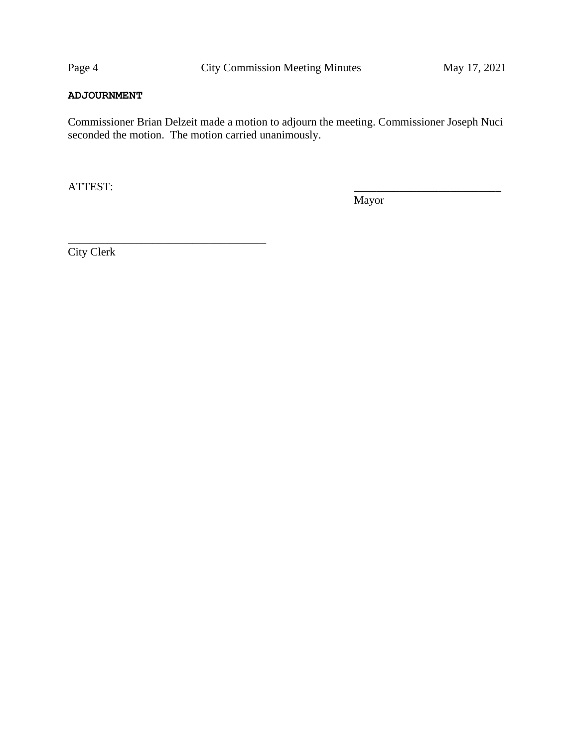**ADJOURNMENT**

Commissioner Brian Delzeit made a motion to adjourn the meeting. Commissioner Joseph Nuci seconded the motion. The motion carried unanimously.

ATTEST:

___________________________
Mayor

____________________________________
City Clerk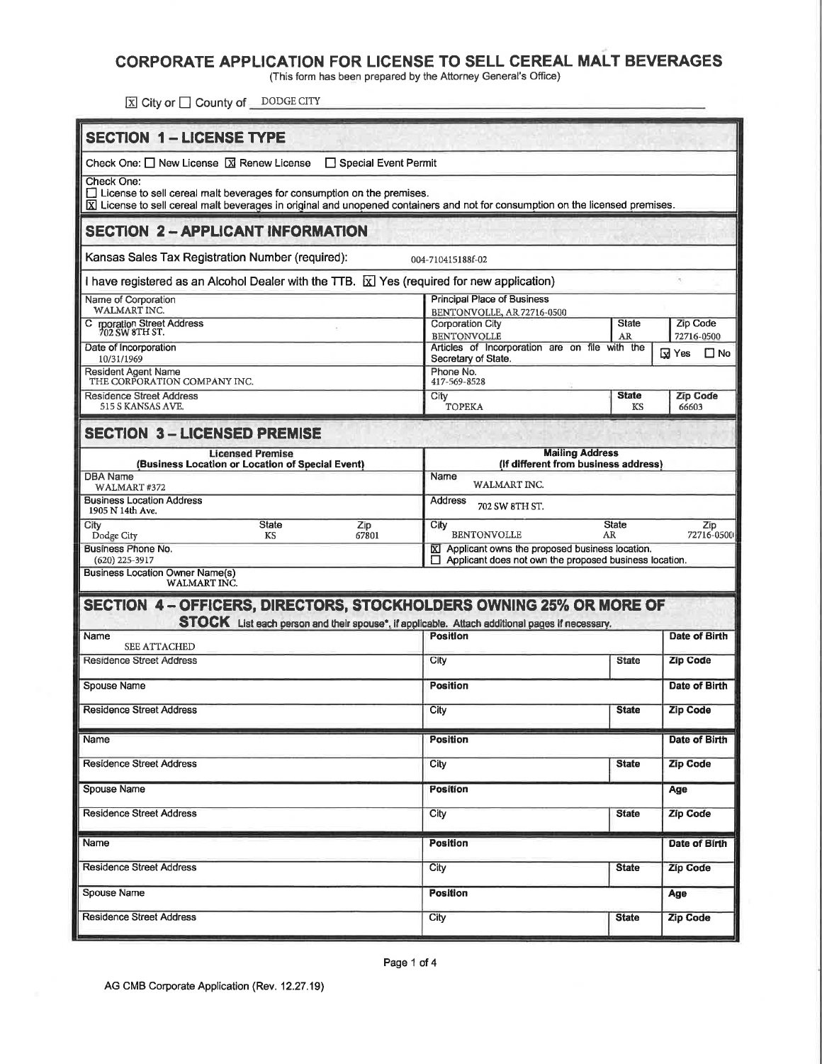# CORPORATE APPLICATION FOR LICENSE TO SELL CEREAL MALT BEVERAGES

(This form has been prepared by the Attorney General's Office)

☒ City or ☐ County of DODGE CITY

## SECTION 1 – LICENSE TYPE

Check One: ☐ New License ☒ Renew License ☐ Special Event Permit

Check One:
☐ License to sell cereal malt beverages for consumption on the premises.
☒ License to sell cereal malt beverages in original and unopened containers and not for consumption on the licensed premises.

## SECTION 2 – APPLICANT INFORMATION

Kansas Sales Tax Registration Number (required): 004-710415188f-02

I have registered as an Alcohol Dealer with the TTB. ☒ Yes (required for new application)

| Name of Corporation | Principal Place of Business | | |
|---|---|---|---|
| WALMART INC. | BENTONVOLLE, AR 72716-0500 | | |
| **Corporation Street Address** | **Corporation City** | **State** | **Zip Code** |
| 702 SW 8TH ST. | BENTONVOLLE | AR | 72716-0500 |
| **Date of Incorporation** | **Articles of Incorporation are on file with the Secretary of State.** | ☒ Yes ☐ No | |
| 10/31/1969 | | | |
| **Resident Agent Name** | **Phone No.** | | |
| THE CORPORATION COMPANY INC. | 417-569-8528 | | |
| **Residence Street Address** | **City** | **State** | **Zip Code** |
| 515 S KANSAS AVE. | TOPEKA | KS | 66603 |

## SECTION 3 – LICENSED PREMISE

| Licensed Premise (Business Location or Location of Special Event) | | | Mailing Address (If different from business address) | | |
|---|---|---|---|---|---|
| **DBA Name** | | | **Name** | | |
| WALMART #372 | | | WALMART INC. | | |
| **Business Location Address** | | | **Address** | | |
| 1905 N 14th Ave. | | | 702 SW 8TH ST. | | |
| **City** | **State** | **Zip** | **City** | **State** | **Zip** |
| Dodge City | KS | 67801 | BENTONVOLLE | AR | 72716-0500 |
| **Business Phone No.** | | | ☒ Applicant owns the proposed business location. ☐ Applicant does not own the proposed business location. | | |
| (620) 225-3917 | | | | | |
| **Business Location Owner Name(s)** | | | | | |
| WALMART INC. | | | | | |

## SECTION 4 – OFFICERS, DIRECTORS, STOCKHOLDERS OWNING 25% OR MORE OF STOCK

List each person and their spouse*, if applicable. Attach additional pages if necessary.

| Name | Position | | Date of Birth |
|---|---|---|---|
| SEE ATTACHED | | | |
| **Residence Street Address** | **City** | **State** | **Zip Code** |
| | | | |
| **Spouse Name** | **Position** | | **Date of Birth** |
| | | | |
| **Residence Street Address** | **City** | **State** | **Zip Code** |
| | | | |
| **Name** | **Position** | | **Date of Birth** |
| | | | |
| **Residence Street Address** | **City** | **State** | **Zip Code** |
| | | | |
| **Spouse Name** | **Position** | | **Age** |
| | | | |
| **Residence Street Address** | **City** | **State** | **Zip Code** |
| | | | |
| **Name** | **Position** | | **Date of Birth** |
| | | | |
| **Residence Street Address** | **City** | **State** | **Zip Code** |
| | | | |
| **Spouse Name** | **Position** | | **Age** |
| | | | |
| **Residence Street Address** | **City** | **State** | **Zip Code** |
| | | | |

AG CMB Corporate Application (Rev. 12.27.19)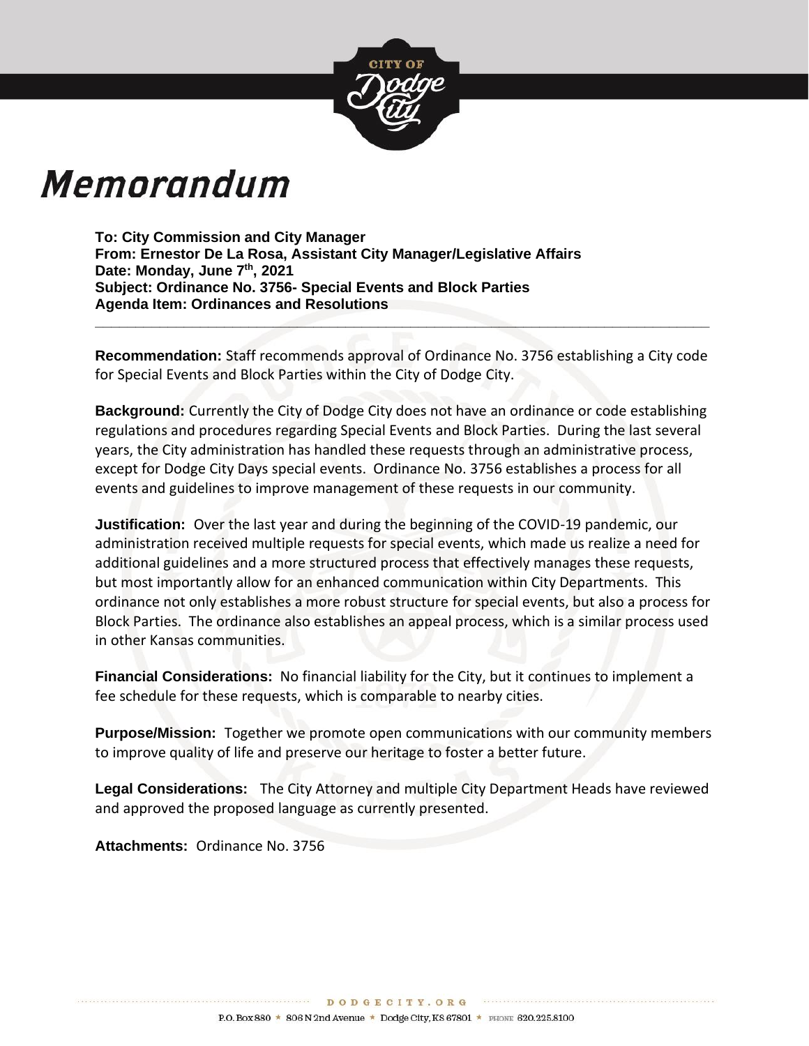# Memorandum

**To: City Commission and City Manager**
**From: Ernestor De La Rosa, Assistant City Manager/Legislative Affairs**
**Date: Monday, June 7th, 2021**
**Subject: Ordinance No. 3756- Special Events and Block Parties**
**Agenda Item: Ordinances and Resolutions**

---

**Recommendation:** Staff recommends approval of Ordinance No. 3756 establishing a City code for Special Events and Block Parties within the City of Dodge City.

**Background:** Currently the City of Dodge City does not have an ordinance or code establishing regulations and procedures regarding Special Events and Block Parties. During the last several years, the City administration has handled these requests through an administrative process, except for Dodge City Days special events. Ordinance No. 3756 establishes a process for all events and guidelines to improve management of these requests in our community.

**Justification:** Over the last year and during the beginning of the COVID-19 pandemic, our administration received multiple requests for special events, which made us realize a need for additional guidelines and a more structured process that effectively manages these requests, but most importantly allow for an enhanced communication within City Departments. This ordinance not only establishes a more robust structure for special events, but also a process for Block Parties. The ordinance also establishes an appeal process, which is a similar process used in other Kansas communities.

**Financial Considerations:** No financial liability for the City, but it continues to implement a fee schedule for these requests, which is comparable to nearby cities.

**Purpose/Mission:** Together we promote open communications with our community members to improve quality of life and preserve our heritage to foster a better future.

**Legal Considerations:** The City Attorney and multiple City Department Heads have reviewed and approved the proposed language as currently presented.

**Attachments:** Ordinance No. 3756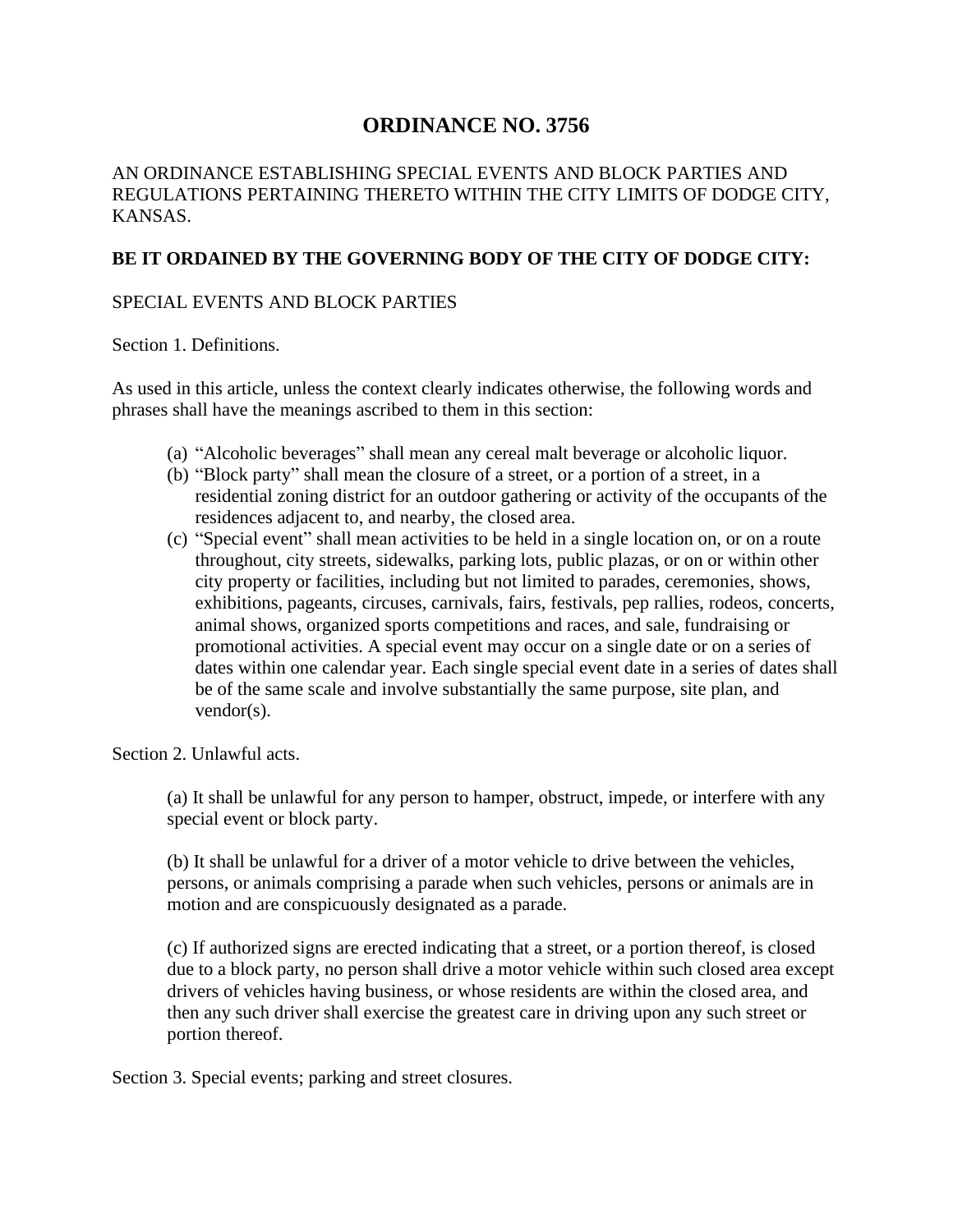# ORDINANCE NO. 3756

AN ORDINANCE ESTABLISHING SPECIAL EVENTS AND BLOCK PARTIES AND REGULATIONS PERTAINING THERETO WITHIN THE CITY LIMITS OF DODGE CITY, KANSAS.

**BE IT ORDAINED BY THE GOVERNING BODY OF THE CITY OF DODGE CITY:**

SPECIAL EVENTS AND BLOCK PARTIES

Section 1. Definitions.

As used in this article, unless the context clearly indicates otherwise, the following words and phrases shall have the meanings ascribed to them in this section:

(a) "Alcoholic beverages" shall mean any cereal malt beverage or alcoholic liquor.

(b) "Block party" shall mean the closure of a street, or a portion of a street, in a residential zoning district for an outdoor gathering or activity of the occupants of the residences adjacent to, and nearby, the closed area.

(c) "Special event" shall mean activities to be held in a single location on, or on a route throughout, city streets, sidewalks, parking lots, public plazas, or on or within other city property or facilities, including but not limited to parades, ceremonies, shows, exhibitions, pageants, circuses, carnivals, fairs, festivals, pep rallies, rodeos, concerts, animal shows, organized sports competitions and races, and sale, fundraising or promotional activities. A special event may occur on a single date or on a series of dates within one calendar year. Each single special event date in a series of dates shall be of the same scale and involve substantially the same purpose, site plan, and vendor(s).

Section 2. Unlawful acts.

(a) It shall be unlawful for any person to hamper, obstruct, impede, or interfere with any special event or block party.

(b) It shall be unlawful for a driver of a motor vehicle to drive between the vehicles, persons, or animals comprising a parade when such vehicles, persons or animals are in motion and are conspicuously designated as a parade.

(c) If authorized signs are erected indicating that a street, or a portion thereof, is closed due to a block party, no person shall drive a motor vehicle within such closed area except drivers of vehicles having business, or whose residents are within the closed area, and then any such driver shall exercise the greatest care in driving upon any such street or portion thereof.

Section 3. Special events; parking and street closures.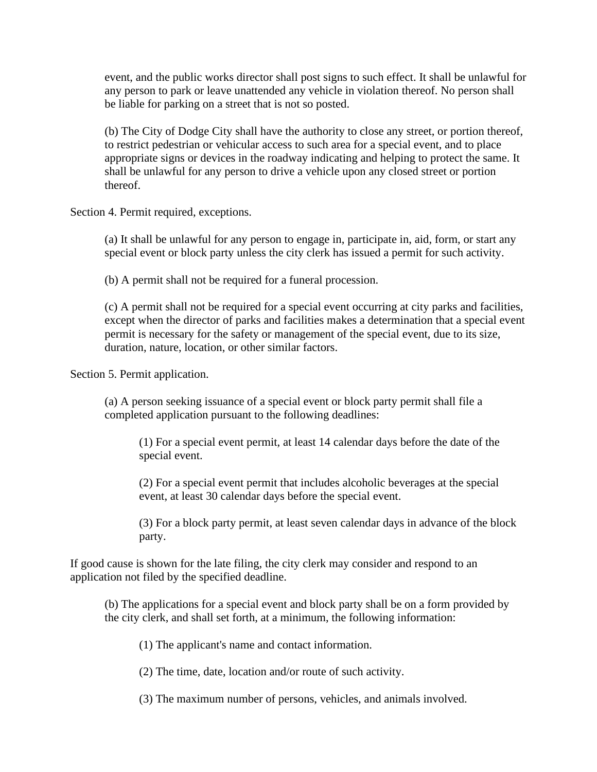event, and the public works director shall post signs to such effect. It shall be unlawful for any person to park or leave unattended any vehicle in violation thereof. No person shall be liable for parking on a street that is not so posted.

(b) The City of Dodge City shall have the authority to close any street, or portion thereof, to restrict pedestrian or vehicular access to such area for a special event, and to place appropriate signs or devices in the roadway indicating and helping to protect the same. It shall be unlawful for any person to drive a vehicle upon any closed street or portion thereof.

Section 4. Permit required, exceptions.

(a) It shall be unlawful for any person to engage in, participate in, aid, form, or start any special event or block party unless the city clerk has issued a permit for such activity.

(b) A permit shall not be required for a funeral procession.

(c) A permit shall not be required for a special event occurring at city parks and facilities, except when the director of parks and facilities makes a determination that a special event permit is necessary for the safety or management of the special event, due to its size, duration, nature, location, or other similar factors.

Section 5. Permit application.

(a) A person seeking issuance of a special event or block party permit shall file a completed application pursuant to the following deadlines:

(1) For a special event permit, at least 14 calendar days before the date of the special event.

(2) For a special event permit that includes alcoholic beverages at the special event, at least 30 calendar days before the special event.

(3) For a block party permit, at least seven calendar days in advance of the block party.

If good cause is shown for the late filing, the city clerk may consider and respond to an application not filed by the specified deadline.

(b) The applications for a special event and block party shall be on a form provided by the city clerk, and shall set forth, at a minimum, the following information:

(1) The applicant's name and contact information.

(2) The time, date, location and/or route of such activity.

(3) The maximum number of persons, vehicles, and animals involved.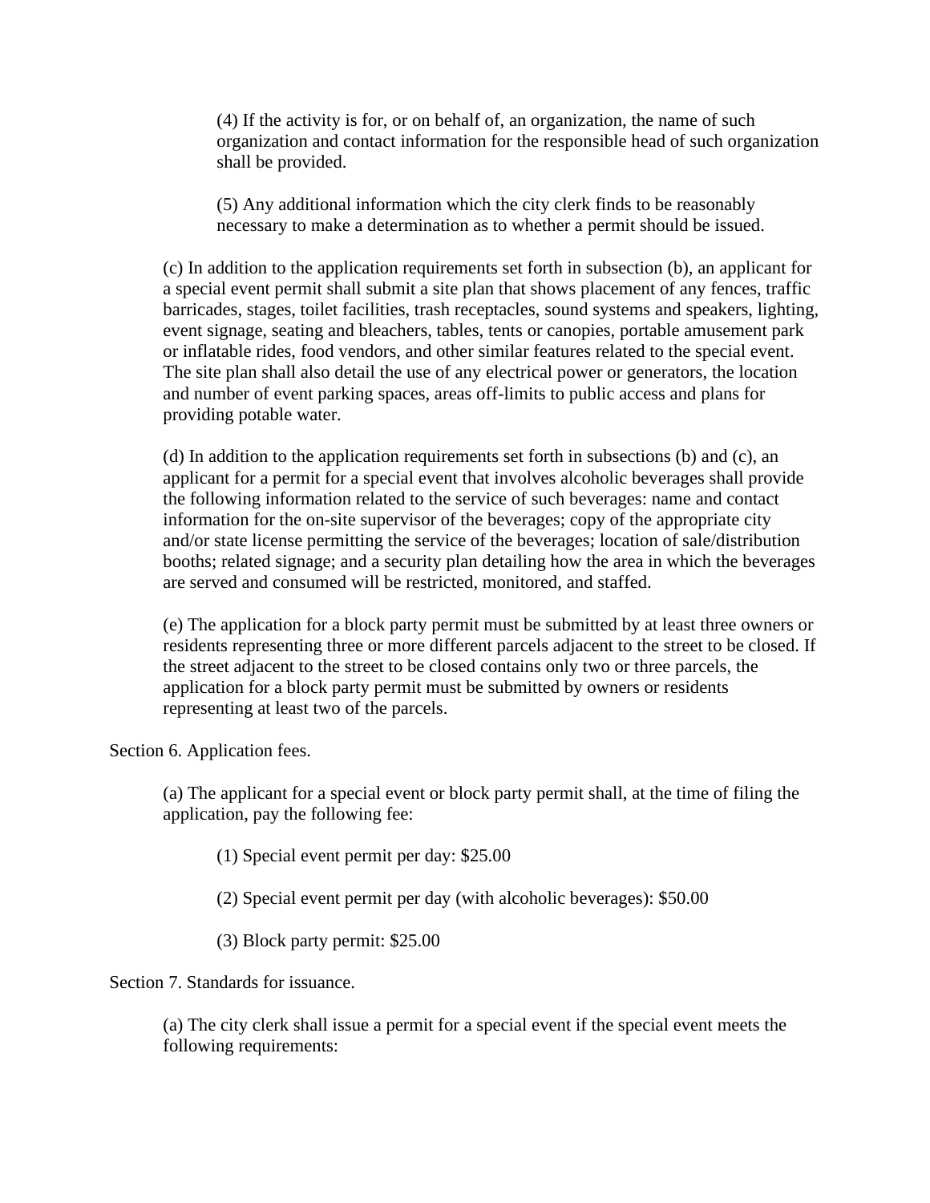(4) If the activity is for, or on behalf of, an organization, the name of such organization and contact information for the responsible head of such organization shall be provided.

(5) Any additional information which the city clerk finds to be reasonably necessary to make a determination as to whether a permit should be issued.

(c) In addition to the application requirements set forth in subsection (b), an applicant for a special event permit shall submit a site plan that shows placement of any fences, traffic barricades, stages, toilet facilities, trash receptacles, sound systems and speakers, lighting, event signage, seating and bleachers, tables, tents or canopies, portable amusement park or inflatable rides, food vendors, and other similar features related to the special event. The site plan shall also detail the use of any electrical power or generators, the location and number of event parking spaces, areas off-limits to public access and plans for providing potable water.

(d) In addition to the application requirements set forth in subsections (b) and (c), an applicant for a permit for a special event that involves alcoholic beverages shall provide the following information related to the service of such beverages: name and contact information for the on-site supervisor of the beverages; copy of the appropriate city and/or state license permitting the service of the beverages; location of sale/distribution booths; related signage; and a security plan detailing how the area in which the beverages are served and consumed will be restricted, monitored, and staffed.

(e) The application for a block party permit must be submitted by at least three owners or residents representing three or more different parcels adjacent to the street to be closed. If the street adjacent to the street to be closed contains only two or three parcels, the application for a block party permit must be submitted by owners or residents representing at least two of the parcels.

Section 6. Application fees.

(a) The applicant for a special event or block party permit shall, at the time of filing the application, pay the following fee:

(1) Special event permit per day: $25.00

(2) Special event permit per day (with alcoholic beverages): $50.00

(3) Block party permit: $25.00

Section 7. Standards for issuance.

(a) The city clerk shall issue a permit for a special event if the special event meets the following requirements: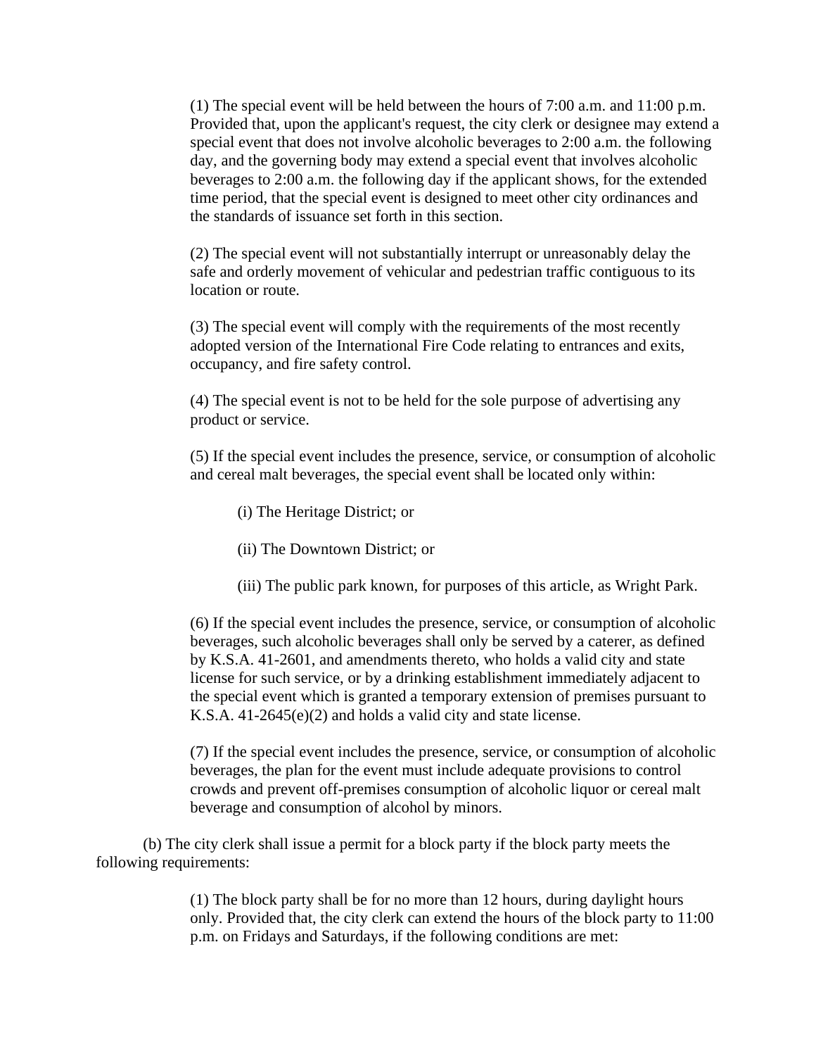(1) The special event will be held between the hours of 7:00 a.m. and 11:00 p.m. Provided that, upon the applicant's request, the city clerk or designee may extend a special event that does not involve alcoholic beverages to 2:00 a.m. the following day, and the governing body may extend a special event that involves alcoholic beverages to 2:00 a.m. the following day if the applicant shows, for the extended time period, that the special event is designed to meet other city ordinances and the standards of issuance set forth in this section.

(2) The special event will not substantially interrupt or unreasonably delay the safe and orderly movement of vehicular and pedestrian traffic contiguous to its location or route.

(3) The special event will comply with the requirements of the most recently adopted version of the International Fire Code relating to entrances and exits, occupancy, and fire safety control.

(4) The special event is not to be held for the sole purpose of advertising any product or service.

(5) If the special event includes the presence, service, or consumption of alcoholic and cereal malt beverages, the special event shall be located only within:

(i) The Heritage District; or

(ii) The Downtown District; or

(iii) The public park known, for purposes of this article, as Wright Park.

(6) If the special event includes the presence, service, or consumption of alcoholic beverages, such alcoholic beverages shall only be served by a caterer, as defined by K.S.A. 41-2601, and amendments thereto, who holds a valid city and state license for such service, or by a drinking establishment immediately adjacent to the special event which is granted a temporary extension of premises pursuant to K.S.A. 41-2645(e)(2) and holds a valid city and state license.

(7) If the special event includes the presence, service, or consumption of alcoholic beverages, the plan for the event must include adequate provisions to control crowds and prevent off-premises consumption of alcoholic liquor or cereal malt beverage and consumption of alcohol by minors.

(b) The city clerk shall issue a permit for a block party if the block party meets the following requirements:

(1) The block party shall be for no more than 12 hours, during daylight hours only. Provided that, the city clerk can extend the hours of the block party to 11:00 p.m. on Fridays and Saturdays, if the following conditions are met: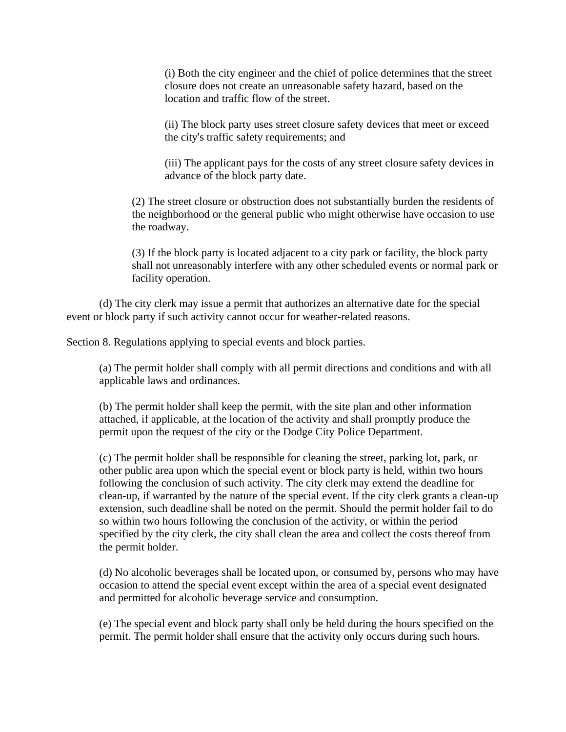(i) Both the city engineer and the chief of police determines that the street closure does not create an unreasonable safety hazard, based on the location and traffic flow of the street.

(ii) The block party uses street closure safety devices that meet or exceed the city's traffic safety requirements; and

(iii) The applicant pays for the costs of any street closure safety devices in advance of the block party date.

(2) The street closure or obstruction does not substantially burden the residents of the neighborhood or the general public who might otherwise have occasion to use the roadway.

(3) If the block party is located adjacent to a city park or facility, the block party shall not unreasonably interfere with any other scheduled events or normal park or facility operation.

(d) The city clerk may issue a permit that authorizes an alternative date for the special event or block party if such activity cannot occur for weather-related reasons.

Section 8. Regulations applying to special events and block parties.

(a) The permit holder shall comply with all permit directions and conditions and with all applicable laws and ordinances.

(b) The permit holder shall keep the permit, with the site plan and other information attached, if applicable, at the location of the activity and shall promptly produce the permit upon the request of the city or the Dodge City Police Department.

(c) The permit holder shall be responsible for cleaning the street, parking lot, park, or other public area upon which the special event or block party is held, within two hours following the conclusion of such activity. The city clerk may extend the deadline for clean-up, if warranted by the nature of the special event. If the city clerk grants a clean-up extension, such deadline shall be noted on the permit. Should the permit holder fail to do so within two hours following the conclusion of the activity, or within the period specified by the city clerk, the city shall clean the area and collect the costs thereof from the permit holder.

(d) No alcoholic beverages shall be located upon, or consumed by, persons who may have occasion to attend the special event except within the area of a special event designated and permitted for alcoholic beverage service and consumption.

(e) The special event and block party shall only be held during the hours specified on the permit. The permit holder shall ensure that the activity only occurs during such hours.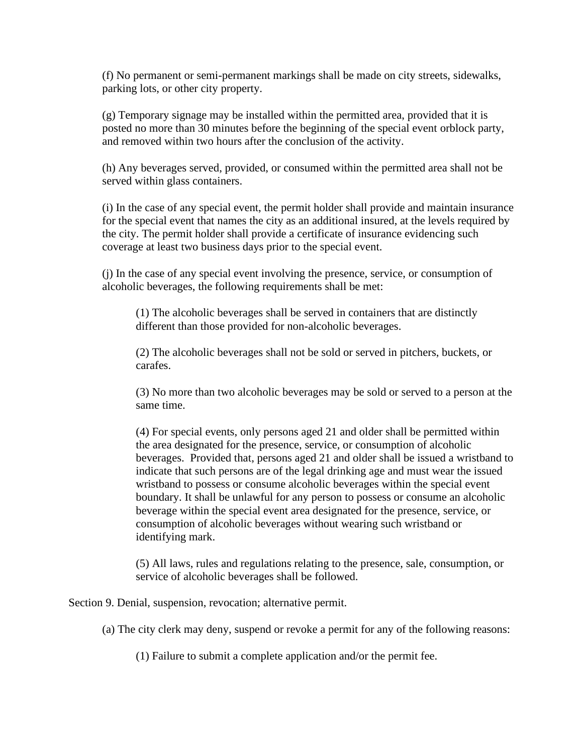(f) No permanent or semi-permanent markings shall be made on city streets, sidewalks, parking lots, or other city property.

(g) Temporary signage may be installed within the permitted area, provided that it is posted no more than 30 minutes before the beginning of the special event orblock party, and removed within two hours after the conclusion of the activity.

(h) Any beverages served, provided, or consumed within the permitted area shall not be served within glass containers.

(i) In the case of any special event, the permit holder shall provide and maintain insurance for the special event that names the city as an additional insured, at the levels required by the city. The permit holder shall provide a certificate of insurance evidencing such coverage at least two business days prior to the special event.

(j) In the case of any special event involving the presence, service, or consumption of alcoholic beverages, the following requirements shall be met:

(1) The alcoholic beverages shall be served in containers that are distinctly different than those provided for non-alcoholic beverages.

(2) The alcoholic beverages shall not be sold or served in pitchers, buckets, or carafes.

(3) No more than two alcoholic beverages may be sold or served to a person at the same time.

(4) For special events, only persons aged 21 and older shall be permitted within the area designated for the presence, service, or consumption of alcoholic beverages. Provided that, persons aged 21 and older shall be issued a wristband to indicate that such persons are of the legal drinking age and must wear the issued wristband to possess or consume alcoholic beverages within the special event boundary. It shall be unlawful for any person to possess or consume an alcoholic beverage within the special event area designated for the presence, service, or consumption of alcoholic beverages without wearing such wristband or identifying mark.

(5) All laws, rules and regulations relating to the presence, sale, consumption, or service of alcoholic beverages shall be followed.

Section 9. Denial, suspension, revocation; alternative permit.

(a) The city clerk may deny, suspend or revoke a permit for any of the following reasons:

(1) Failure to submit a complete application and/or the permit fee.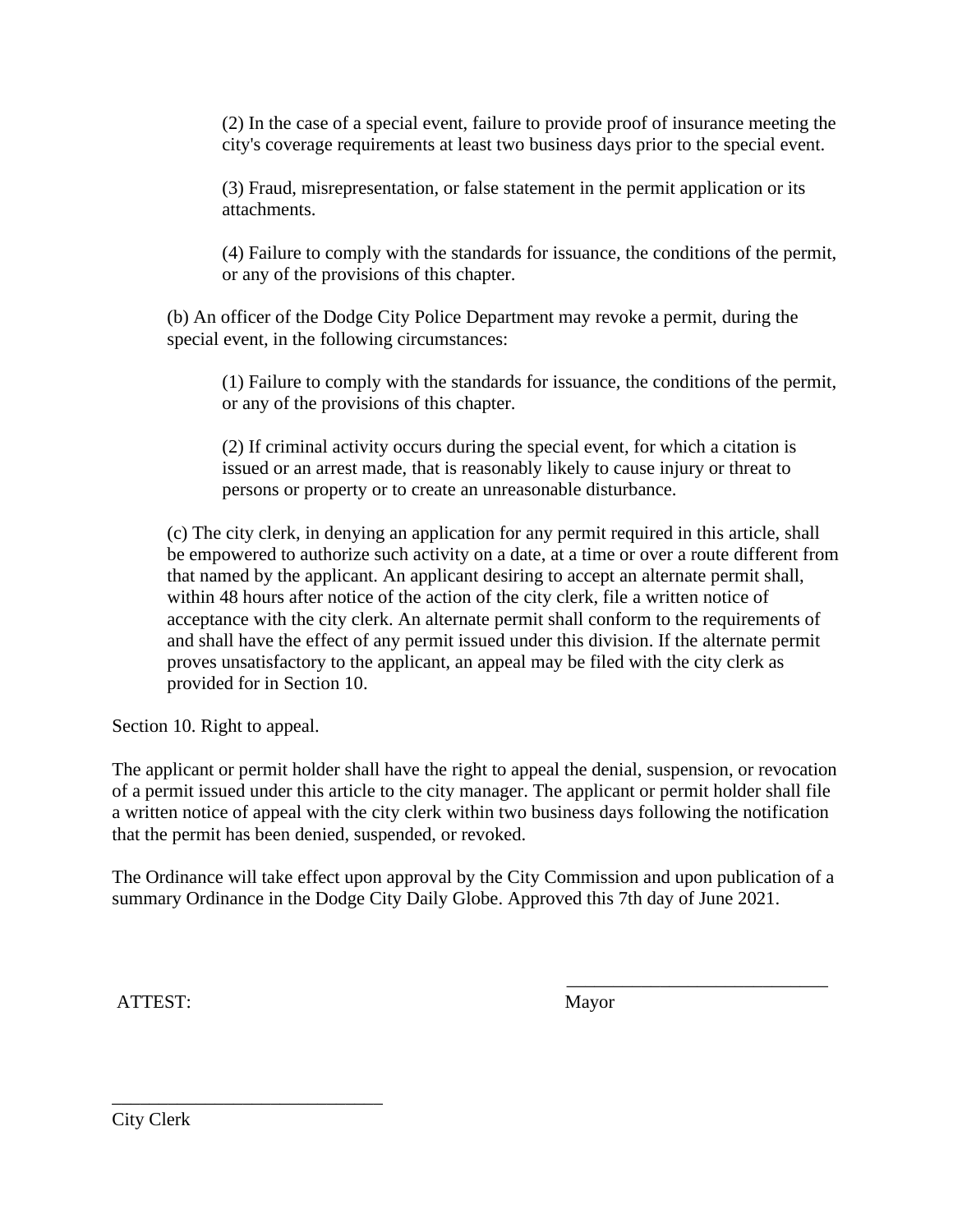(2) In the case of a special event, failure to provide proof of insurance meeting the city's coverage requirements at least two business days prior to the special event.

(3) Fraud, misrepresentation, or false statement in the permit application or its attachments.

(4) Failure to comply with the standards for issuance, the conditions of the permit, or any of the provisions of this chapter.

(b) An officer of the Dodge City Police Department may revoke a permit, during the special event, in the following circumstances:

(1) Failure to comply with the standards for issuance, the conditions of the permit, or any of the provisions of this chapter.

(2) If criminal activity occurs during the special event, for which a citation is issued or an arrest made, that is reasonably likely to cause injury or threat to persons or property or to create an unreasonable disturbance.

(c) The city clerk, in denying an application for any permit required in this article, shall be empowered to authorize such activity on a date, at a time or over a route different from that named by the applicant. An applicant desiring to accept an alternate permit shall, within 48 hours after notice of the action of the city clerk, file a written notice of acceptance with the city clerk. An alternate permit shall conform to the requirements of and shall have the effect of any permit issued under this division. If the alternate permit proves unsatisfactory to the applicant, an appeal may be filed with the city clerk as provided for in Section 10.

Section 10. Right to appeal.

The applicant or permit holder shall have the right to appeal the denial, suspension, or revocation of a permit issued under this article to the city manager. The applicant or permit holder shall file a written notice of appeal with the city clerk within two business days following the notification that the permit has been denied, suspended, or revoked.

The Ordinance will take effect upon approval by the City Commission and upon publication of a summary Ordinance in the Dodge City Daily Globe. Approved this 7th day of June 2021.

ATTEST:

\_\_\_\_\_\_\_\_\_\_\_\_\_\_\_\_\_\_\_\_\_\_\_\_\_\_\_\_
Mayor

\_\_\_\_\_\_\_\_\_\_\_\_\_\_\_\_\_\_\_\_\_\_\_\_\_\_\_\_
City Clerk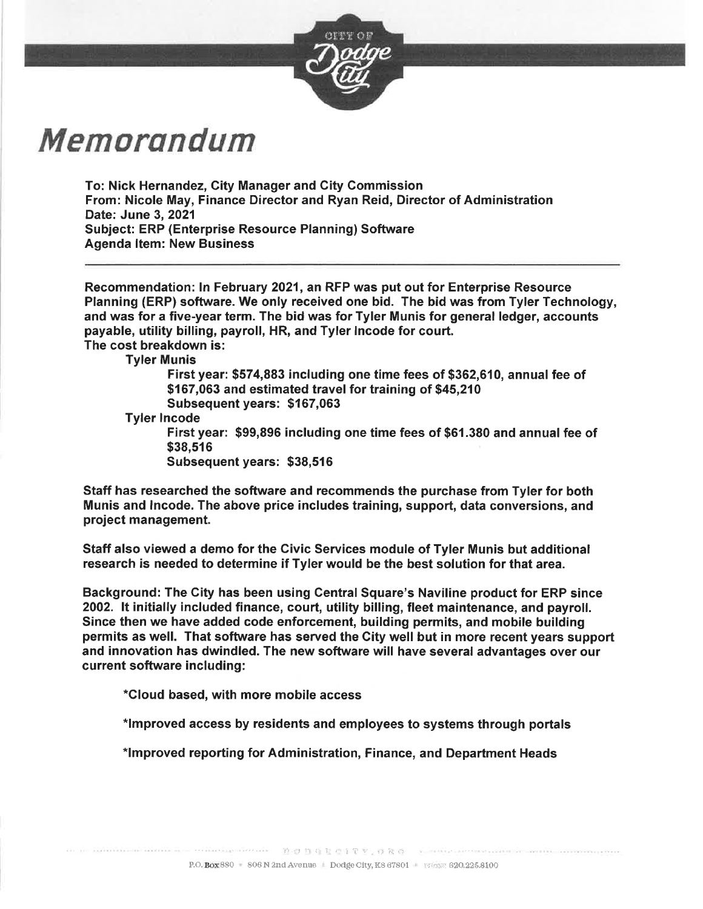# Memorandum

**To: Nick Hernandez, City Manager and City Commission**
**From: Nicole May, Finance Director and Ryan Reid, Director of Administration**
**Date: June 3, 2021**
**Subject: ERP (Enterprise Resource Planning) Software**
**Agenda Item: New Business**

---

**Recommendation: In February 2021, an RFP was put out for Enterprise Resource Planning (ERP) software. We only received one bid. The bid was from Tyler Technology, and was for a five-year term. The bid was for Tyler Munis for general ledger, accounts payable, utility billing, payroll, HR, and Tyler Incode for court.**

**The cost breakdown is:**

**Tyler Munis**

**First year: $574,883 including one time fees of $362,610, annual fee of $167,063 and estimated travel for training of $45,210**

**Subsequent years: $167,063**

**Tyler Incode**

**First year: $99,896 including one time fees of $61.380 and annual fee of $38,516**

**Subsequent years: $38,516**

**Staff has researched the software and recommends the purchase from Tyler for both Munis and Incode. The above price includes training, support, data conversions, and project management.**

**Staff also viewed a demo for the Civic Services module of Tyler Munis but additional research is needed to determine if Tyler would be the best solution for that area.**

**Background: The City has been using Central Square's Naviline product for ERP since 2002. It initially included finance, court, utility billing, fleet maintenance, and payroll. Since then we have added code enforcement, building permits, and mobile building permits as well. That software has served the City well but in more recent years support and innovation has dwindled. The new software will have several advantages over our current software including:**

**\*Cloud based, with more mobile access**

**\*Improved access by residents and employees to systems through portals**

**\*Improved reporting for Administration, Finance, and Department Heads**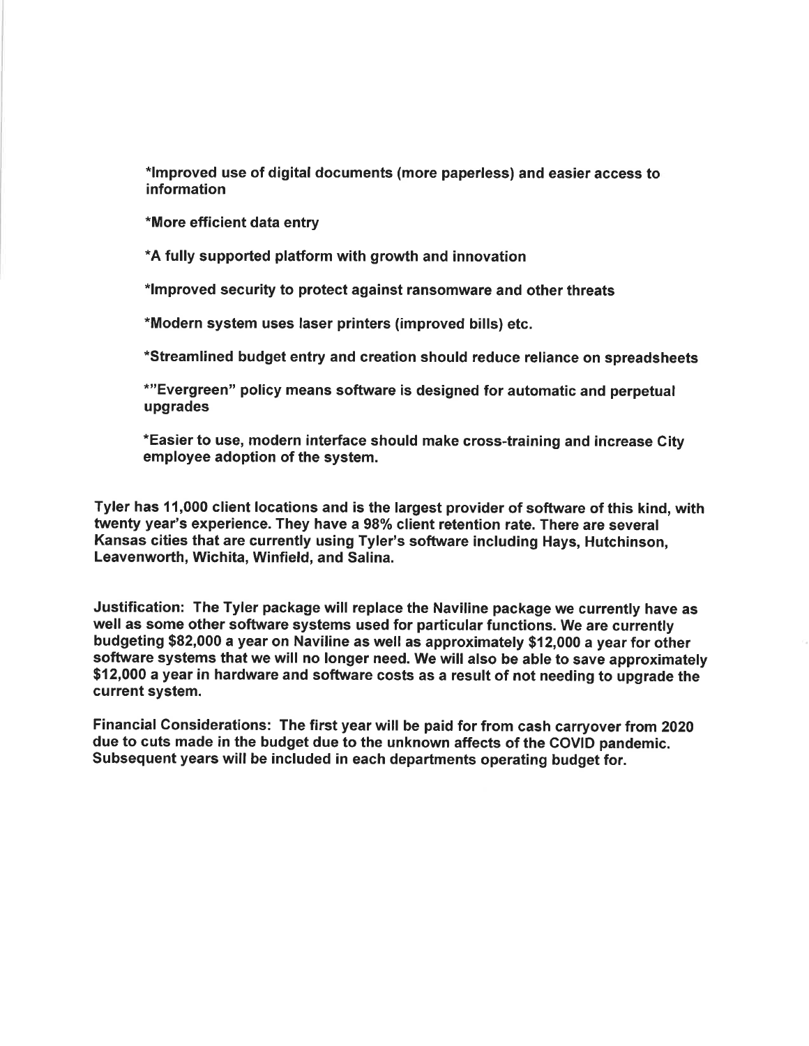*Improved use of digital documents (more paperless) and easier access to information

*More efficient data entry

*A fully supported platform with growth and innovation

*Improved security to protect against ransomware and other threats

*Modern system uses laser printers (improved bills) etc.

*Streamlined budget entry and creation should reduce reliance on spreadsheets

*"Evergreen" policy means software is designed for automatic and perpetual upgrades

*Easier to use, modern interface should make cross-training and increase City employee adoption of the system.

Tyler has 11,000 client locations and is the largest provider of software of this kind, with twenty year's experience. They have a 98% client retention rate. There are several Kansas cities that are currently using Tyler's software including Hays, Hutchinson, Leavenworth, Wichita, Winfield, and Salina.

Justification: The Tyler package will replace the Naviline package we currently have as well as some other software systems used for particular functions. We are currently budgeting $82,000 a year on Naviline as well as approximately $12,000 a year for other software systems that we will no longer need. We will also be able to save approximately $12,000 a year in hardware and software costs as a result of not needing to upgrade the current system.

Financial Considerations: The first year will be paid for from cash carryover from 2020 due to cuts made in the budget due to the unknown affects of the COVID pandemic. Subsequent years will be included in each departments operating budget for.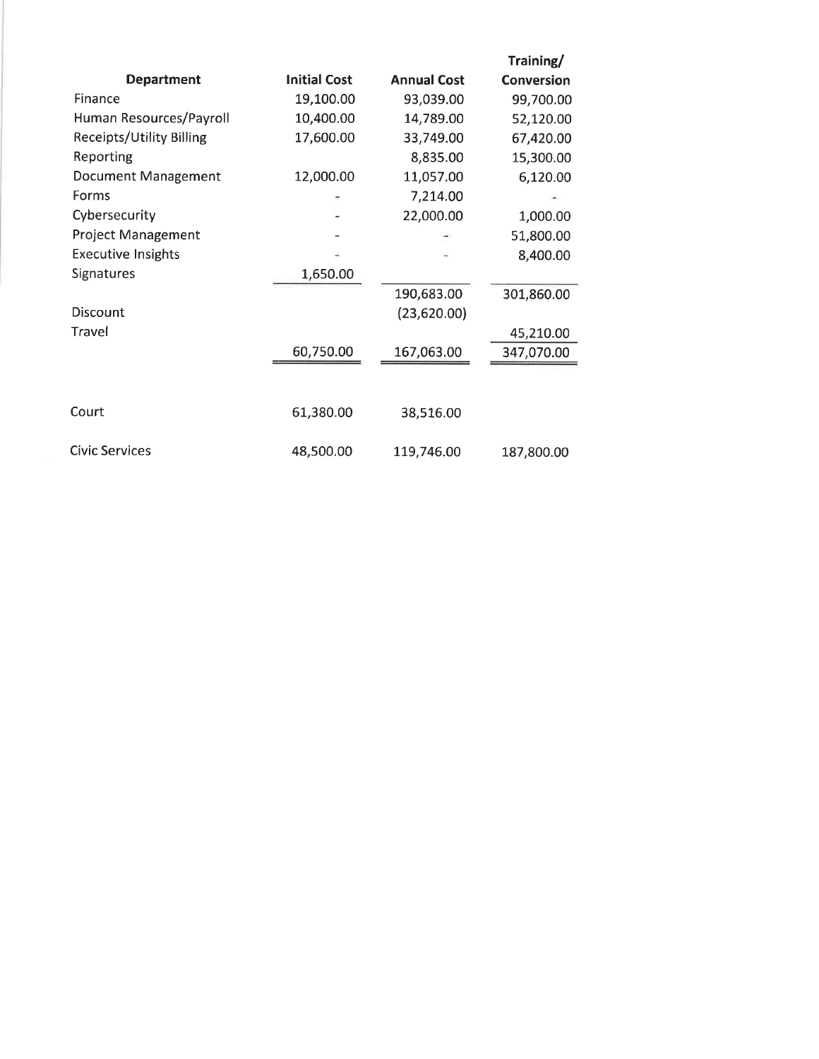| Department | Initial Cost | Annual Cost | Training/ Conversion |
|---|---|---|---|
| Finance | 19,100.00 | 93,039.00 | 99,700.00 |
| Human Resources/Payroll | 10,400.00 | 14,789.00 | 52,120.00 |
| Receipts/Utility Billing | 17,600.00 | 33,749.00 | 67,420.00 |
| Reporting | | 8,835.00 | 15,300.00 |
| Document Management | 12,000.00 | 11,057.00 | 6,120.00 |
| Forms | - | 7,214.00 | - |
| Cybersecurity | - | 22,000.00 | 1,000.00 |
| Project Management | - | - | 51,800.00 |
| Executive Insights | - | - | 8,400.00 |
| Signatures | 1,650.00 | | |
| | | 190,683.00 | 301,860.00 |
| Discount | | (23,620.00) | |
| Travel | | | 45,210.00 |
| | 60,750.00 | 167,063.00 | 347,070.00 |
| | | | |
| Court | 61,380.00 | 38,516.00 | |
| Civic Services | 48,500.00 | 119,746.00 | 187,800.00 |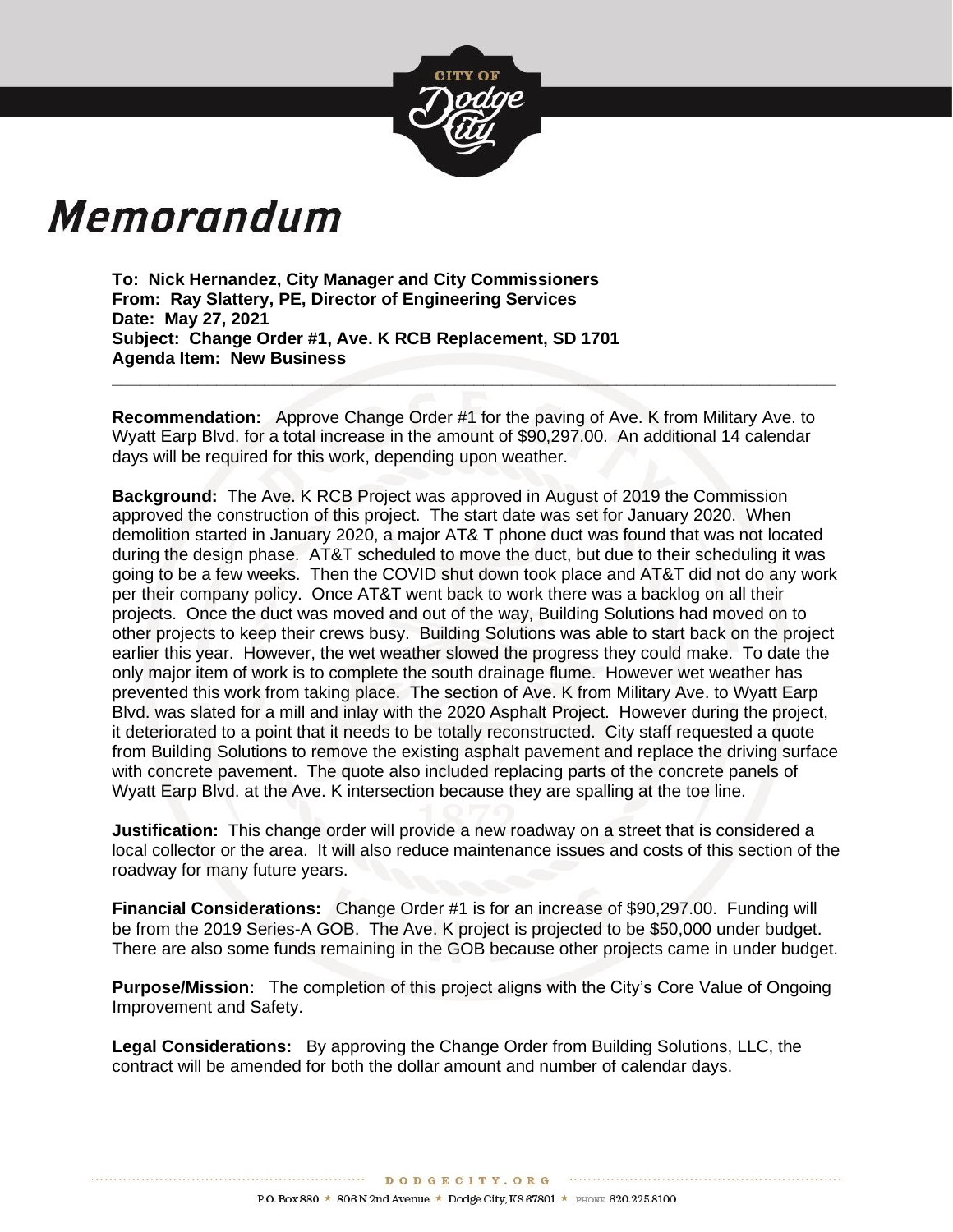# Memorandum

**To: Nick Hernandez, City Manager and City Commissioners**
**From: Ray Slattery, PE, Director of Engineering Services**
**Date: May 27, 2021**
**Subject: Change Order #1, Ave. K RCB Replacement, SD 1701**
**Agenda Item: New Business**

---

**Recommendation:** Approve Change Order #1 for the paving of Ave. K from Military Ave. to Wyatt Earp Blvd. for a total increase in the amount of $90,297.00. An additional 14 calendar days will be required for this work, depending upon weather.

**Background:** The Ave. K RCB Project was approved in August of 2019 the Commission approved the construction of this project. The start date was set for January 2020. When demolition started in January 2020, a major AT& T phone duct was found that was not located during the design phase. AT&T scheduled to move the duct, but due to their scheduling it was going to be a few weeks. Then the COVID shut down took place and AT&T did not do any work per their company policy. Once AT&T went back to work there was a backlog on all their projects. Once the duct was moved and out of the way, Building Solutions had moved on to other projects to keep their crews busy. Building Solutions was able to start back on the project earlier this year. However, the wet weather slowed the progress they could make. To date the only major item of work is to complete the south drainage flume. However wet weather has prevented this work from taking place. The section of Ave. K from Military Ave. to Wyatt Earp Blvd. was slated for a mill and inlay with the 2020 Asphalt Project. However during the project, it deteriorated to a point that it needs to be totally reconstructed. City staff requested a quote from Building Solutions to remove the existing asphalt pavement and replace the driving surface with concrete pavement. The quote also included replacing parts of the concrete panels of Wyatt Earp Blvd. at the Ave. K intersection because they are spalling at the toe line.

**Justification:** This change order will provide a new roadway on a street that is considered a local collector or the area. It will also reduce maintenance issues and costs of this section of the roadway for many future years.

**Financial Considerations:** Change Order #1 is for an increase of $90,297.00. Funding will be from the 2019 Series-A GOB. The Ave. K project is projected to be $50,000 under budget. There are also some funds remaining in the GOB because other projects came in under budget.

**Purpose/Mission:** The completion of this project aligns with the City's Core Value of Ongoing Improvement and Safety.

**Legal Considerations:** By approving the Change Order from Building Solutions, LLC, the contract will be amended for both the dollar amount and number of calendar days.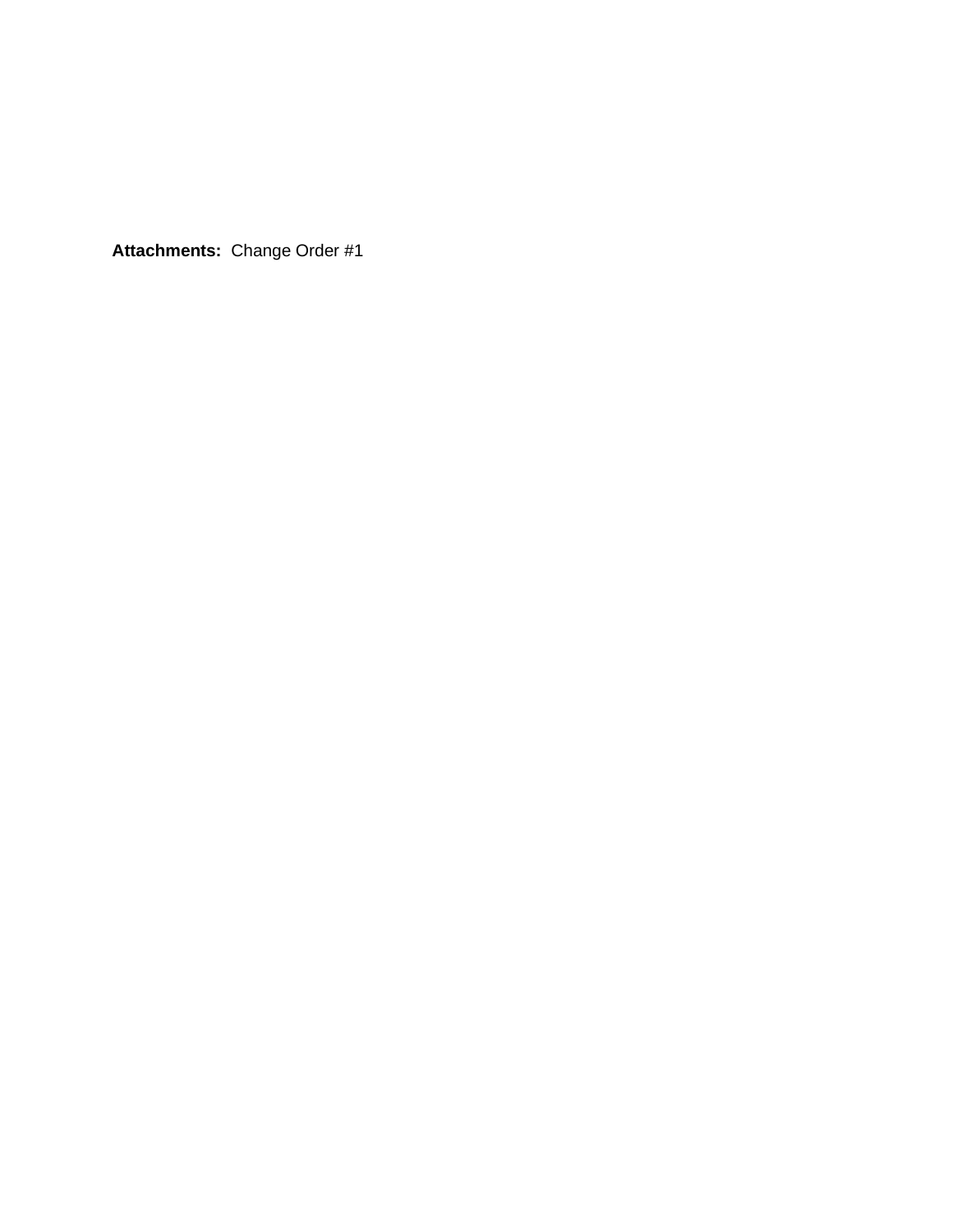**Attachments:** Change Order #1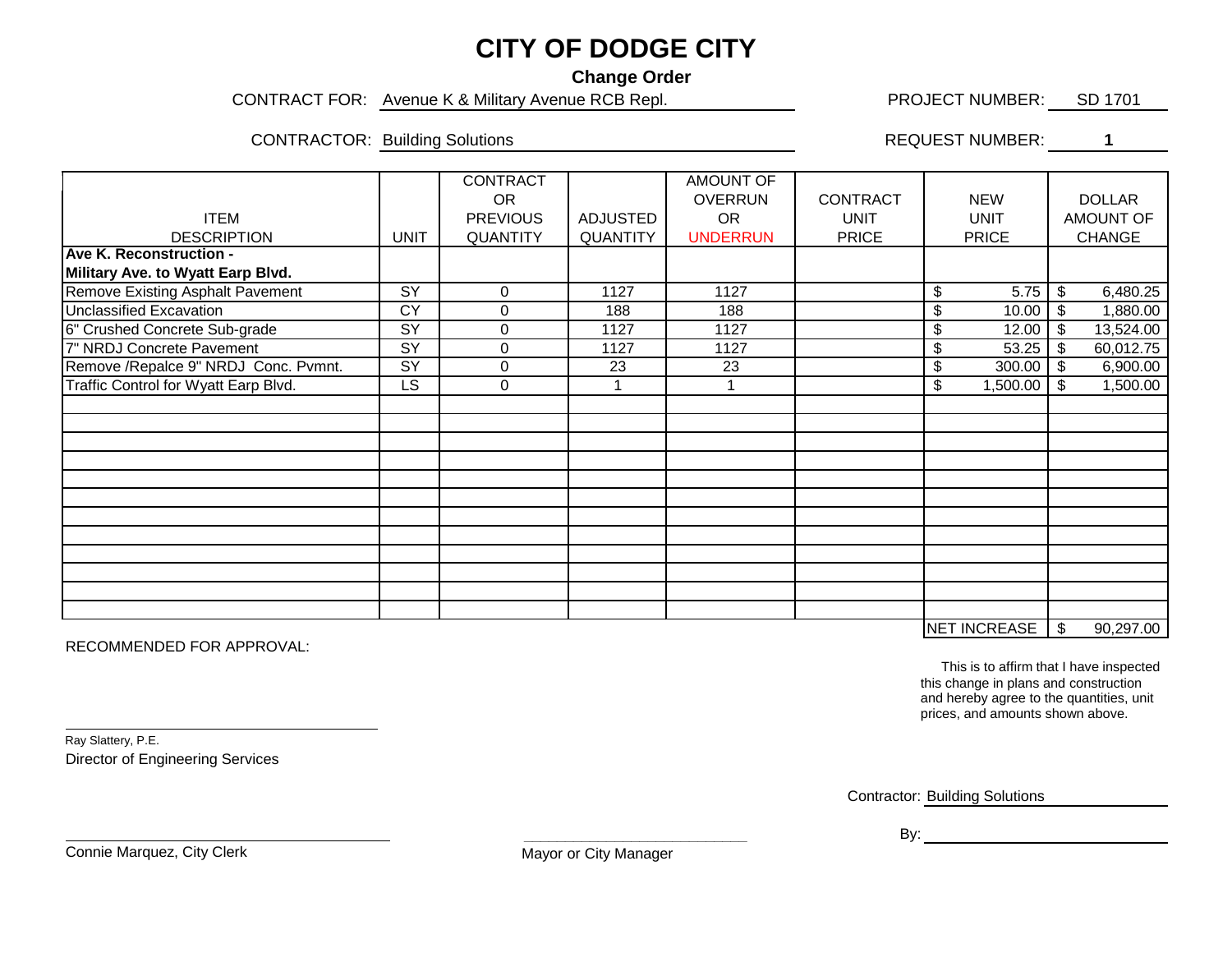# CITY OF DODGE CITY

**Change Order**

CONTRACT FOR: Avenue K & Military Avenue RCB Repl.

PROJECT NUMBER: SD 1701

CONTRACTOR: Building Solutions

REQUEST NUMBER: 1

| ITEM DESCRIPTION | UNIT | CONTRACT OR PREVIOUS QUANTITY | ADJUSTED QUANTITY | AMOUNT OF OVERRUN OR UNDERRUN | CONTRACT UNIT PRICE | NEW UNIT PRICE | DOLLAR AMOUNT OF CHANGE |
|---|---|---|---|---|---|---|---|
| **Ave K. Reconstruction - Military Ave. to Wyatt Earp Blvd.** | | | | | | | |
| Remove Existing Asphalt Pavement | SY | 0 | 1127 | 1127 | | $ 5.75 | $ 6,480.25 |
| Unclassified Excavation | CY | 0 | 188 | 188 | | $ 10.00 | $ 1,880.00 |
| 6" Crushed Concrete Sub-grade | SY | 0 | 1127 | 1127 | | $ 12.00 | $ 13,524.00 |
| 7" NRDJ Concrete Pavement | SY | 0 | 1127 | 1127 | | $ 53.25 | $ 60,012.75 |
| Remove /Repalce 9" NRDJ Conc. Pvmnt. | SY | 0 | 23 | 23 | | $ 300.00 | $ 6,900.00 |
| Traffic Control for Wyatt Earp Blvd. | LS | 0 | 1 | 1 | | $ 1,500.00 | $ 1,500.00 |
| | | | | | | NET INCREASE | $ 90,297.00 |

RECOMMENDED FOR APPROVAL:

This is to affirm that I have inspected this change in plans and construction and hereby agree to the quantities, unit prices, and amounts shown above.

Ray Slattery, P.E.
Director of Engineering Services

Contractor: Building Solutions

By: ______________________

Connie Marquez, City Clerk

Mayor or City Manager